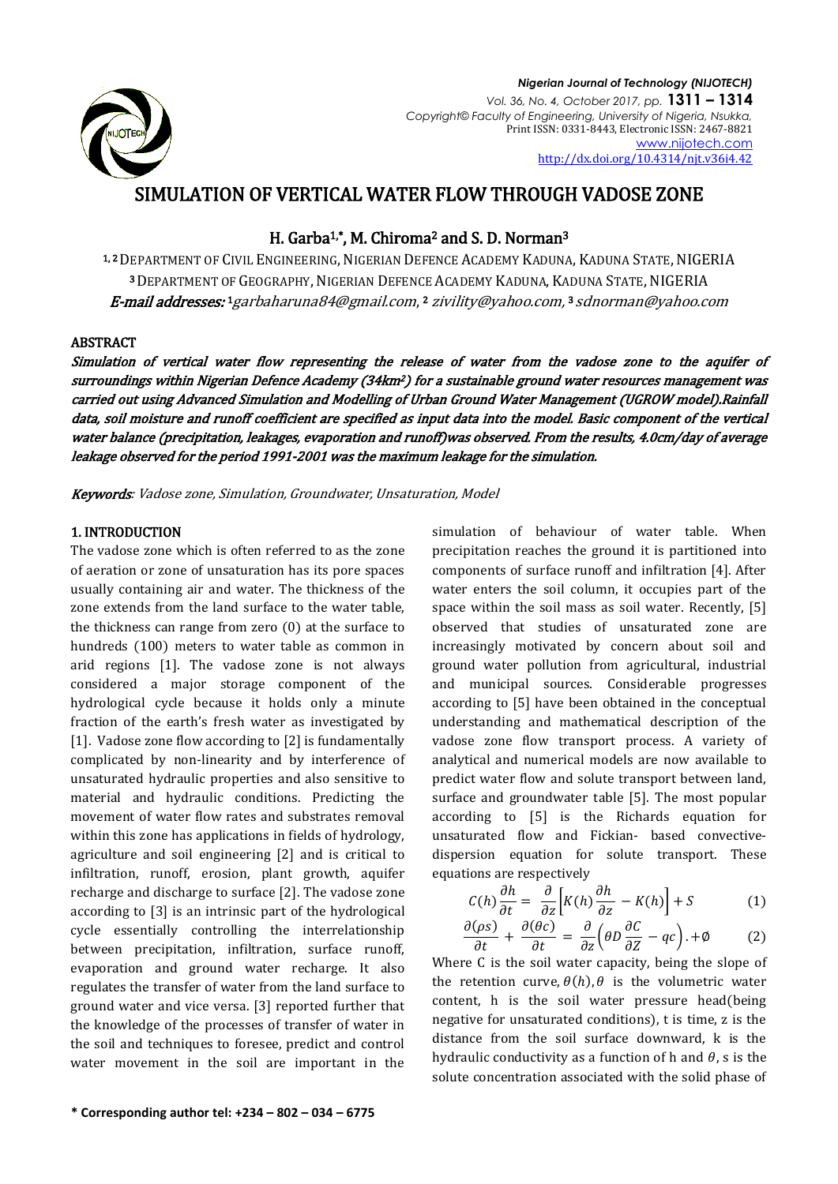# SIMULATION OF VERTICAL WATER FLOW THROUGH VADOSE ZONE

**H. Garba[1,*], M. Chiroma[2] and S. D. Norman[3]**

[1, 2] DEPARTMENT OF CIVIL ENGINEERING, NIGERIAN DEFENCE ACADEMY KADUNA, KADUNA STATE, NIGERIA
[3] DEPARTMENT OF GEOGRAPHY, NIGERIAN DEFENCE ACADEMY KADUNA, KADUNA STATE, NIGERIA
*E-mail addresses:* [1]garbaharuna84@gmail.com, [2] zivility@yahoo.com, [3] sdnorman@yahoo.com

## ABSTRACT

*Simulation of vertical water flow representing the release of water from the vadose zone to the aquifer of surroundings within Nigerian Defence Academy (34km²) for a sustainable ground water resources management was carried out using Advanced Simulation and Modelling of Urban Ground Water Management (UGROW model).Rainfall data, soil moisture and runoff coefficient are specified as input data into the model. Basic component of the vertical water balance (precipitation, leakages, evaporation and runoff)was observed. From the results, 4.0cm/day of average leakage observed for the period 1991-2001 was the maximum leakage for the simulation.*

***Keywords***: *Vadose zone, Simulation, Groundwater, Unsaturation, Model*

## 1. INTRODUCTION

The vadose zone which is often referred to as the zone of aeration or zone of unsaturation has its pore spaces usually containing air and water. The thickness of the zone extends from the land surface to the water table, the thickness can range from zero (0) at the surface to hundreds (100) meters to water table as common in arid regions [1]. The vadose zone is not always considered a major storage component of the hydrological cycle because it holds only a minute fraction of the earth's fresh water as investigated by [1]. Vadose zone flow according to [2] is fundamentally complicated by non-linearity and by interference of unsaturated hydraulic properties and also sensitive to material and hydraulic conditions. Predicting the movement of water flow rates and substrates removal within this zone has applications in fields of hydrology, agriculture and soil engineering [2] and is critical to infiltration, runoff, erosion, plant growth, aquifer recharge and discharge to surface [2]. The vadose zone according to [3] is an intrinsic part of the hydrological cycle essentially controlling the interrelationship between precipitation, infiltration, surface runoff, evaporation and ground water recharge. It also regulates the transfer of water from the land surface to ground water and vice versa. [3] reported further that the knowledge of the processes of transfer of water in the soil and techniques to foresee, predict and control water movement in the soil are important in the simulation of behaviour of water table. When precipitation reaches the ground it is partitioned into components of surface runoff and infiltration [4]. After water enters the soil column, it occupies part of the space within the soil mass as soil water. Recently, [5] observed that studies of unsaturated zone are increasingly motivated by concern about soil and ground water pollution from agricultural, industrial and municipal sources. Considerable progresses according to [5] have been obtained in the conceptual understanding and mathematical description of the vadose zone flow transport process. A variety of analytical and numerical models are now available to predict water flow and solute transport between land, surface and groundwater table [5]. The most popular according to [5] is the Richards equation for unsaturated flow and Fickian- based convective-dispersion equation for solute transport. These equations are respectively

$$C(h)\frac{\partial h}{\partial t} = \frac{\partial}{\partial z}\left[K(h)\frac{\partial h}{\partial z} - K(h)\right] + S \qquad (1)$$

$$\frac{\partial(\rho s)}{\partial t} + \frac{\partial(\theta c)}{\partial t} = \frac{\partial}{\partial z}\left(\theta D\frac{\partial C}{\partial Z} - qc\right).+\emptyset \qquad (2)$$

Where C is the soil water capacity, being the slope of the retention curve, $\theta(h), \theta$ is the volumetric water content, h is the soil water pressure head(being negative for unsaturated conditions), t is time, z is the distance from the soil surface downward, k is the hydraulic conductivity as a function of h and $\theta$, s is the solute concentration associated with the solid phase of

\* **Corresponding author tel: +234 – 802 – 034 – 6775**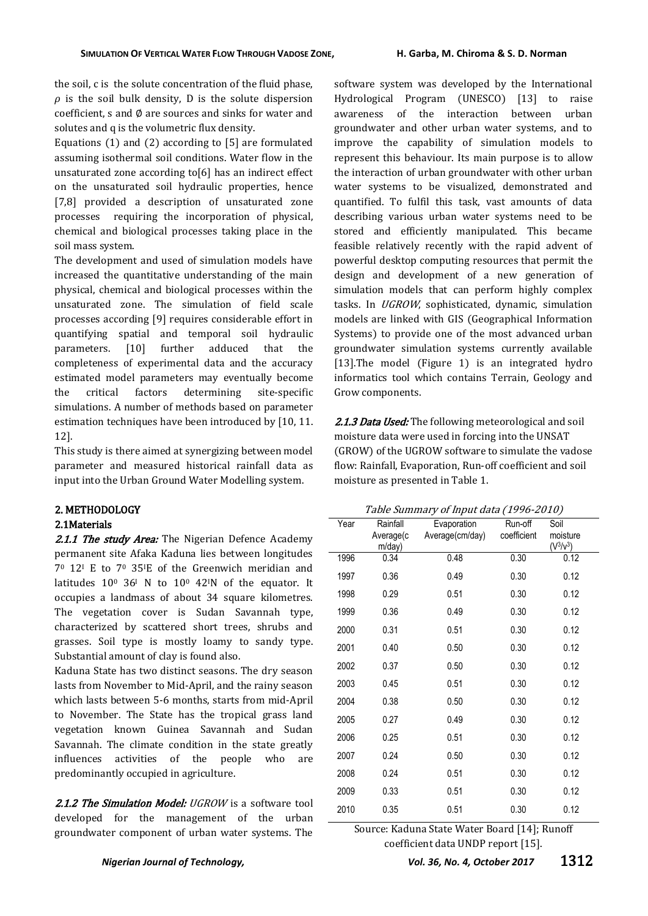the soil, c is the solute concentration of the fluid phase, $\rho$ is the soil bulk density, D is the solute dispersion coefficient, s and $\emptyset$ are sources and sinks for water and solutes and q is the volumetric flux density.

Equations (1) and (2) according to [5] are formulated assuming isothermal soil conditions. Water flow in the unsaturated zone according to[6] has an indirect effect on the unsaturated soil hydraulic properties, hence [7,8] provided a description of unsaturated zone processes requiring the incorporation of physical, chemical and biological processes taking place in the soil mass system.

The development and used of simulation models have increased the quantitative understanding of the main physical, chemical and biological processes within the unsaturated zone. The simulation of field scale processes according [9] requires considerable effort in quantifying spatial and temporal soil hydraulic parameters. [10] further adduced that the completeness of experimental data and the accuracy estimated model parameters may eventually become the critical factors determining site-specific simulations. A number of methods based on parameter estimation techniques have been introduced by [10, 11. 12].

This study is there aimed at synergizing between model parameter and measured historical rainfall data as input into the Urban Ground Water Modelling system.

## 2. METHODOLOGY

### 2.1Materials

***2.1.1 The study Area:*** The Nigerian Defence Academy permanent site Afaka Kaduna lies between longitudes $7^0$ $12^I$ E to $7^0$ $35^I$E of the Greenwich meridian and latitudes $10^0$ $36^I$ N to $10^0$ $42^I$N of the equator. It occupies a landmass of about 34 square kilometres. The vegetation cover is Sudan Savannah type, characterized by scattered short trees, shrubs and grasses. Soil type is mostly loamy to sandy type. Substantial amount of clay is found also.

Kaduna State has two distinct seasons. The dry season lasts from November to Mid-April, and the rainy season which lasts between 5-6 months, starts from mid-April to November. The State has the tropical grass land vegetation known Guinea Savannah and Sudan Savannah. The climate condition in the state greatly influences activities of the people who are predominantly occupied in agriculture.

***2.1.2 The Simulation Model:*** *UGROW* is a software tool developed for the management of the urban groundwater component of urban water systems. The software system was developed by the International Hydrological Program (UNESCO) [13] to raise awareness of the interaction between urban groundwater and other urban water systems, and to improve the capability of simulation models to represent this behaviour. Its main purpose is to allow the interaction of urban groundwater with other urban water systems to be visualized, demonstrated and quantified. To fulfil this task, vast amounts of data describing various urban water systems need to be stored and efficiently manipulated. This became feasible relatively recently with the rapid advent of powerful desktop computing resources that permit the design and development of a new generation of simulation models that can perform highly complex tasks. In *UGROW,* sophisticated, dynamic, simulation models are linked with GIS (Geographical Information Systems) to provide one of the most advanced urban groundwater simulation systems currently available [13].The model (Figure 1) is an integrated hydro informatics tool which contains Terrain, Geology and Grow components.

***2.1.3 Data Used:*** The following meteorological and soil moisture data were used in forcing into the UNSAT (GROW) of the UGROW software to simulate the vadose flow: Rainfall, Evaporation, Run-off coefficient and soil moisture as presented in Table 1.

*Table Summary of Input data (1996-2010)*

| Year | Rainfall Average(cm/day) | Evaporation Average(cm/day) | Run-off coefficient | Soil moisture ($V^3/v^3$) |
|---|---|---|---|---|
| 1996 | 0.34 | 0.48 | 0.30 | 0.12 |
| 1997 | 0.36 | 0.49 | 0.30 | 0.12 |
| 1998 | 0.29 | 0.51 | 0.30 | 0.12 |
| 1999 | 0.36 | 0.49 | 0.30 | 0.12 |
| 2000 | 0.31 | 0.51 | 0.30 | 0.12 |
| 2001 | 0.40 | 0.50 | 0.30 | 0.12 |
| 2002 | 0.37 | 0.50 | 0.30 | 0.12 |
| 2003 | 0.45 | 0.51 | 0.30 | 0.12 |
| 2004 | 0.38 | 0.50 | 0.30 | 0.12 |
| 2005 | 0.27 | 0.49 | 0.30 | 0.12 |
| 2006 | 0.25 | 0.51 | 0.30 | 0.12 |
| 2007 | 0.24 | 0.50 | 0.30 | 0.12 |
| 2008 | 0.24 | 0.51 | 0.30 | 0.12 |
| 2009 | 0.33 | 0.51 | 0.30 | 0.12 |
| 2010 | 0.35 | 0.51 | 0.30 | 0.12 |

Source: Kaduna State Water Board [14]; Runoff coefficient data UNDP report [15].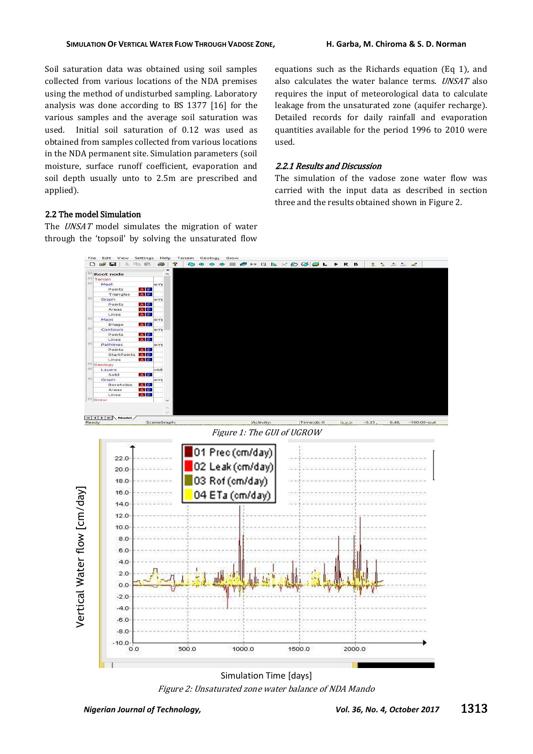Soil saturation data was obtained using soil samples collected from various locations of the NDA premises using the method of undisturbed sampling. Laboratory analysis was done according to BS 1377 [16] for the various samples and the average soil saturation was used. Initial soil saturation of 0.12 was used as obtained from samples collected from various locations in the NDA permanent site. Simulation parameters (soil moisture, surface runoff coefficient, evaporation and soil depth usually unto to 2.5m are prescribed and applied).

### 2.2 The model Simulation

The *UNSAT* model simulates the migration of water through the 'topsoil' by solving the unsaturated flow equations such as the Richards equation (Eq 1), and also calculates the water balance terms. *UNSAT* also requires the input of meteorological data to calculate leakage from the unsaturated zone (aquifer recharge). Detailed records for daily rainfall and evaporation quantities available for the period 1996 to 2010 were used.

#### *2.2.1 Results and Discussion*

The simulation of the vadose zone water flow was carried with the input data as described in section three and the results obtained shown in Figure 2.

*Figure 1: The GUI of UGROW*

*Figure 2: Unsaturated zone water balance of NDA Mando*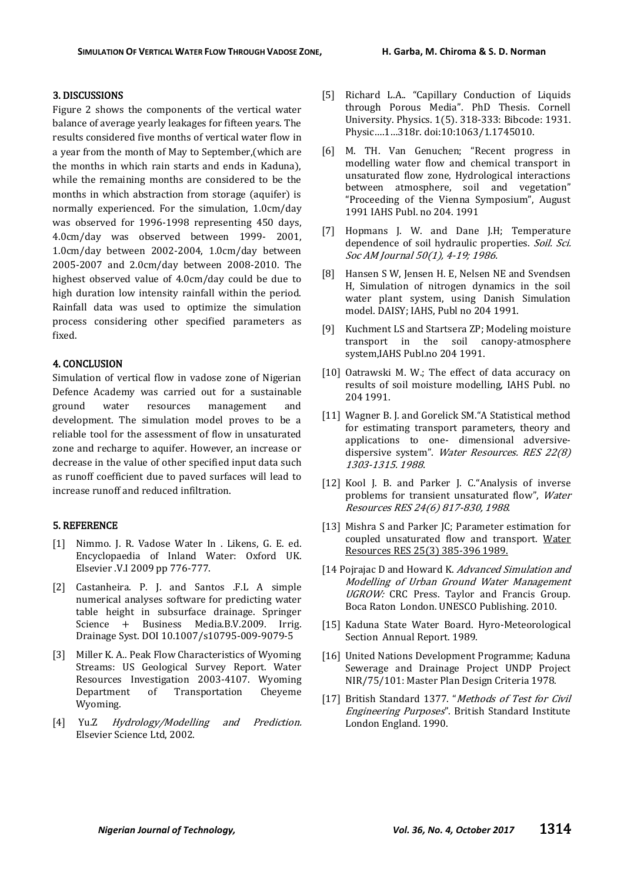## 3. DISCUSSIONS

Figure 2 shows the components of the vertical water balance of average yearly leakages for fifteen years. The results considered five months of vertical water flow in a year from the month of May to September,(which are the months in which rain starts and ends in Kaduna), while the remaining months are considered to be the months in which abstraction from storage (aquifer) is normally experienced. For the simulation, 1.0cm/day was observed for 1996-1998 representing 450 days, 4.0cm/day was observed between 1999- 2001, 1.0cm/day between 2002-2004, 1.0cm/day between 2005-2007 and 2.0cm/day between 2008-2010. The highest observed value of 4.0cm/day could be due to high duration low intensity rainfall within the period. Rainfall data was used to optimize the simulation process considering other specified parameters as fixed.

## 4. CONCLUSION

Simulation of vertical flow in vadose zone of Nigerian Defence Academy was carried out for a sustainable ground water resources management and development. The simulation model proves to be a reliable tool for the assessment of flow in unsaturated zone and recharge to aquifer. However, an increase or decrease in the value of other specified input data such as runoff coefficient due to paved surfaces will lead to increase runoff and reduced infiltration.

## 5. REFERENCE

[1] Nimmo. J. R. Vadose Water In . Likens, G. E. ed. Encyclopaedia of Inland Water: Oxford UK. Elsevier .V.I 2009 pp 776-777.

[2] Castanheira. P. J. and Santos .F.L A simple numerical analyses software for predicting water table height in subsurface drainage. Springer Science + Business Media.B.V.2009. Irrig. Drainage Syst. DOI 10.1007/s10795-009-9079-5

[3] Miller K. A.. Peak Flow Characteristics of Wyoming Streams: US Geological Survey Report. Water Resources Investigation 2003-4107. Wyoming Department of Transportation Cheyeme Wyoming.

[4] Yu.Z *Hydrology/Modelling and Prediction.* Elsevier Science Ltd, 2002.

[5] Richard L.A.. "Capillary Conduction of Liquids through Porous Media". PhD Thesis. Cornell University. Physics. 1(5). 318-333: Bibcode: 1931. Physic….1…318r. doi:10:1063/1.1745010.

[6] M. TH. Van Genuchen; "Recent progress in modelling water flow and chemical transport in unsaturated flow zone, Hydrological interactions between atmosphere, soil and vegetation" "Proceeding of the Vienna Symposium", August 1991 IAHS Publ. no 204. 1991

[7] Hopmans J. W. and Dane J.H; Temperature dependence of soil hydraulic properties. *Soil. Sci. Soc AM Journal 50(1), 4-19; 1986.*

[8] Hansen S W, Jensen H. E, Nelsen NE and Svendsen H, Simulation of nitrogen dynamics in the soil water plant system, using Danish Simulation model. DAISY; IAHS, Publ no 204 1991.

[9] Kuchment LS and Startsera ZP; Modeling moisture transport in the soil canopy-atmosphere system,IAHS Publ.no 204 1991.

[10] Oatrawski M. W.; The effect of data accuracy on results of soil moisture modelling, IAHS Publ. no 204 1991.

[11] Wagner B. J. and Gorelick SM."A Statistical method for estimating transport parameters, theory and applications to one- dimensional adversive-dispersive system". *Water Resources. RES 22(8) 1303-1315. 1988.*

[12] Kool J. B. and Parker J. C."Analysis of inverse problems for transient unsaturated flow", *Water Resources RES 24(6) 817-830, 1988.*

[13] Mishra S and Parker JC; Parameter estimation for coupled unsaturated flow and transport. Water Resources RES 25(3) 385-396 1989.

[14 Pojrajac D and Howard K. *Advanced Simulation and Modelling of Urban Ground Water Management UGROW:* CRC Press. Taylor and Francis Group. Boca Raton London. UNESCO Publishing. 2010.

[15] Kaduna State Water Board. Hyro-Meteorological Section Annual Report. 1989.

[16] United Nations Development Programme; Kaduna Sewerage and Drainage Project UNDP Project NIR/75/101: Master Plan Design Criteria 1978.

[17] British Standard 1377. "*Methods of Test for Civil Engineering Purposes*". British Standard Institute London England. 1990.